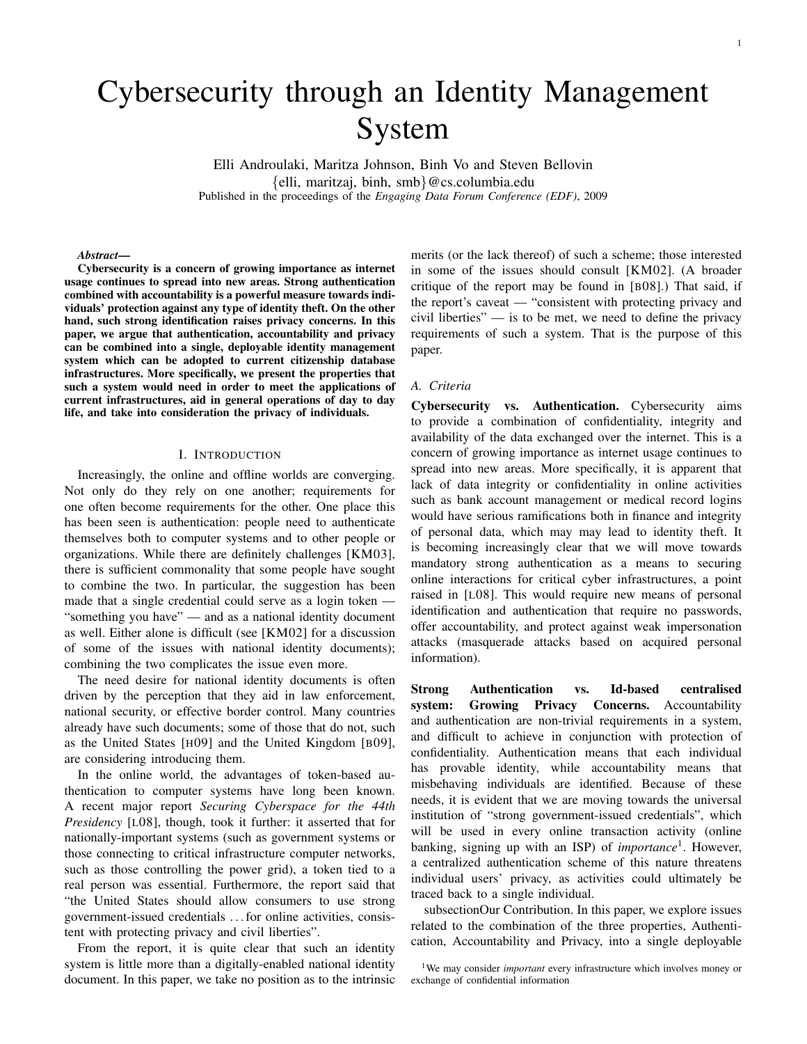# Cybersecurity through an Identity Management System

Elli Androulaki, Maritza Johnson, Binh Vo and Steven Bellovin

{elli, maritzaj, binh, smb}@cs.columbia.edu

Published in the proceedings of the *Engaging Data Forum Conference (EDF)*, 2009

***Abstract*—**
**Cybersecurity is a concern of growing importance as internet usage continues to spread into new areas. Strong authentication combined with accountability is a powerful measure towards individuals' protection against any type of identity theft. On the other hand, such strong identification raises privacy concerns. In this paper, we argue that authentication, accountability and privacy can be combined into a single, deployable identity management system which can be adopted to current citizenship database infrastructures. More specifically, we present the properties that such a system would need in order to meet the applications of current infrastructures, aid in general operations of day to day life, and take into consideration the privacy of individuals.**

## I. Introduction

Increasingly, the online and offline worlds are converging. Not only do they rely on one another; requirements for one often become requirements for the other. One place this has been seen is authentication: people need to authenticate themselves both to computer systems and to other people or organizations. While there are definitely challenges [KM03], there is sufficient commonality that some people have sought to combine the two. In particular, the suggestion has been made that a single credential could serve as a login token — "something you have" — and as a national identity document as well. Either alone is difficult (see [KM02] for a discussion of some of the issues with national identity documents); combining the two complicates the issue even more.

The need desire for national identity documents is often driven by the perception that they aid in law enforcement, national security, or effective border control. Many countries already have such documents; some of those that do not, such as the United States [H09] and the United Kingdom [B09], are considering introducing them.

In the online world, the advantages of token-based authentication to computer systems have long been known. A recent major report *Securing Cyberspace for the 44th Presidency* [L08], though, took it further: it asserted that for nationally-important systems (such as government systems or those connecting to critical infrastructure computer networks, such as those controlling the power grid), a token tied to a real person was essential. Furthermore, the report said that "the United States should allow consumers to use strong government-issued credentials ... for online activities, consistent with protecting privacy and civil liberties".

From the report, it is quite clear that such an identity system is little more than a digitally-enabled national identity document. In this paper, we take no position as to the intrinsic merits (or the lack thereof) of such a scheme; those interested in some of the issues should consult [KM02]. (A broader critique of the report may be found in [B08].) That said, if the report's caveat — "consistent with protecting privacy and civil liberties" — is to be met, we need to define the privacy requirements of such a system. That is the purpose of this paper.

### A. Criteria

**Cybersecurity vs. Authentication.** Cybersecurity aims to provide a combination of confidentiality, integrity and availability of the data exchanged over the internet. This is a concern of growing importance as internet usage continues to spread into new areas. More specifically, it is apparent that lack of data integrity or confidentiality in online activities such as bank account management or medical record logins would have serious ramifications both in finance and integrity of personal data, which may may lead to identity theft. It is becoming increasingly clear that we will move towards mandatory strong authentication as a means to securing online interactions for critical cyber infrastructures, a point raised in [L08]. This would require new means of personal identification and authentication that require no passwords, offer accountability, and protect against weak impersonation attacks (masquerade attacks based on acquired personal information).

**Strong Authentication vs. Id-based centralised system: Growing Privacy Concerns.** Accountability and authentication are non-trivial requirements in a system, and difficult to achieve in conjunction with protection of confidentiality. Authentication means that each individual has provable identity, while accountability means that misbehaving individuals are identified. Because of these needs, it is evident that we are moving towards the universal institution of "strong government-issued credentials", which will be used in every online transaction activity (online banking, signing up with an ISP) of *importance*[1]. However, a centralized authentication scheme of this nature threatens individual users' privacy, as activities could ultimately be traced back to a single individual.

subsectionOur Contribution. In this paper, we explore issues related to the combination of the three properties, Authentication, Accountability and Privacy, into a single deployable

[1] We may consider *important* every infrastructure which involves money or exchange of confidential information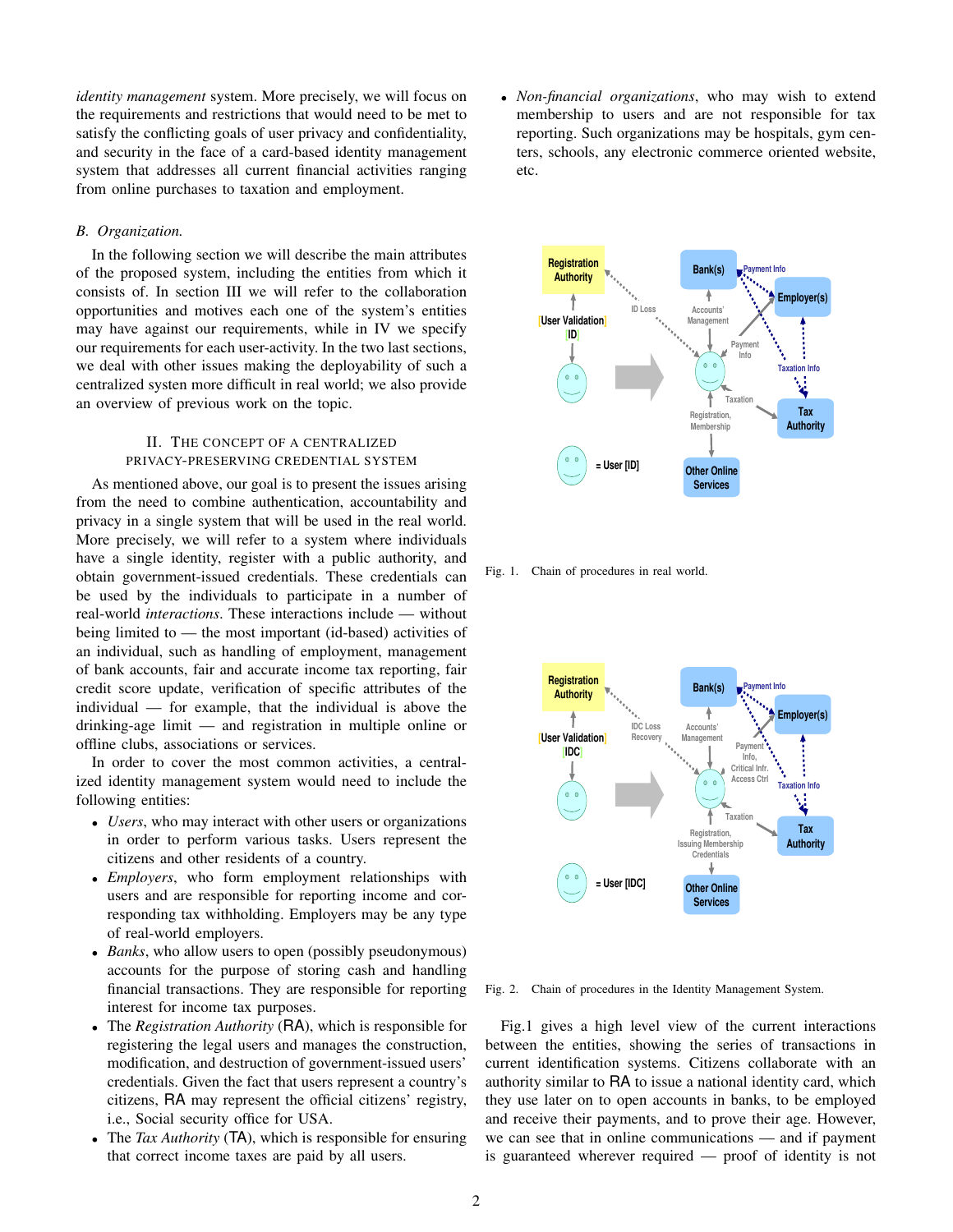*identity management* system. More precisely, we will focus on the requirements and restrictions that would need to be met to satisfy the conflicting goals of user privacy and confidentiality, and security in the face of a card-based identity management system that addresses all current financial activities ranging from online purchases to taxation and employment.

### B. Organization.

In the following section we will describe the main attributes of the proposed system, including the entities from which it consists of. In section III we will refer to the collaboration opportunities and motives each one of the system's entities may have against our requirements, while in IV we specify our requirements for each user-activity. In the two last sections, we deal with other issues making the deployability of such a centralized systen more difficult in real world; we also provide an overview of previous work on the topic.

## II. The Concept of a Centralized Privacy-Preserving Credential System

As mentioned above, our goal is to present the issues arising from the need to combine authentication, accountability and privacy in a single system that will be used in the real world. More precisely, we will refer to a system where individuals have a single identity, register with a public authority, and obtain government-issued credentials. These credentials can be used by the individuals to participate in a number of real-world *interactions*. These interactions include — without being limited to — the most important (id-based) activities of an individual, such as handling of employment, management of bank accounts, fair and accurate income tax reporting, fair credit score update, verification of specific attributes of the individual — for example, that the individual is above the drinking-age limit — and registration in multiple online or offline clubs, associations or services.

In order to cover the most common activities, a centralized identity management system would need to include the following entities:

- *Users*, who may interact with other users or organizations in order to perform various tasks. Users represent the citizens and other residents of a country.
- *Employers*, who form employment relationships with users and are responsible for reporting income and corresponding tax withholding. Employers may be any type of real-world employers.
- *Banks*, who allow users to open (possibly pseudonymous) accounts for the purpose of storing cash and handling financial transactions. They are responsible for reporting interest for income tax purposes.
- The *Registration Authority* (RA), which is responsible for registering the legal users and manages the construction, modification, and destruction of government-issued users' credentials. Given the fact that users represent a country's citizens, RA may represent the official citizens' registry, i.e., Social security office for USA.
- The *Tax Authority* (TA), which is responsible for ensuring that correct income taxes are paid by all users.
- *Non-financial organizations*, who may wish to extend membership to users and are not responsible for tax reporting. Such organizations may be hospitals, gym centers, schools, any electronic commerce oriented website, etc.

Fig. 1. Chain of procedures in real world.

Fig. 2. Chain of procedures in the Identity Management System.

Fig.1 gives a high level view of the current interactions between the entities, showing the series of transactions in current identification systems. Citizens collaborate with an authority similar to RA to issue a national identity card, which they use later on to open accounts in banks, to be employed and receive their payments, and to prove their age. However, we can see that in online communications — and if payment is guaranteed wherever required — proof of identity is not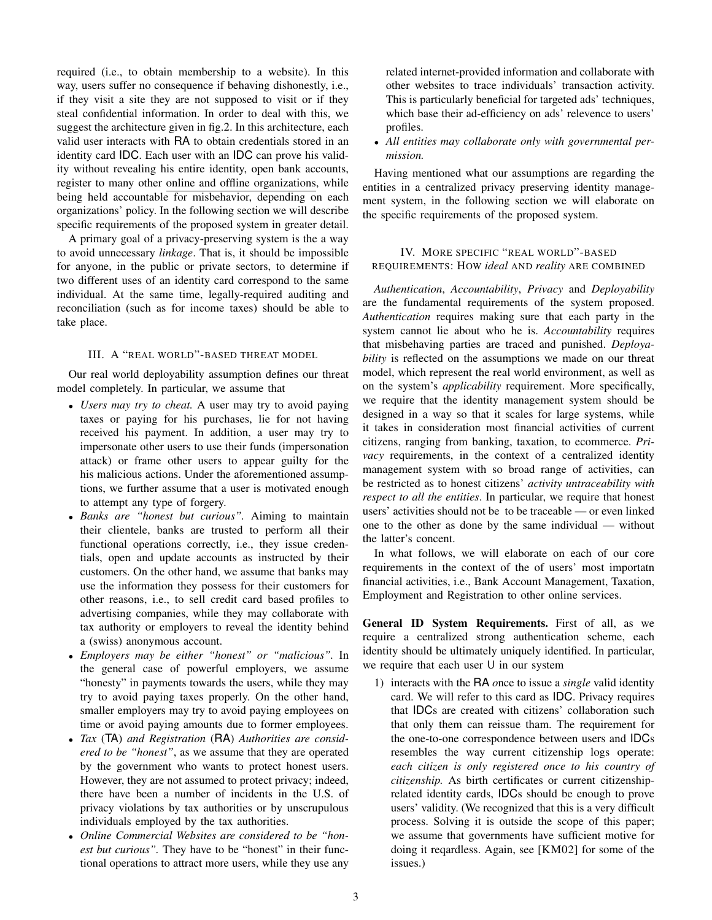required (i.e., to obtain membership to a website). In this way, users suffer no consequence if behaving dishonestly, i.e., if they visit a site they are not supposed to visit or if they steal confidential information. In order to deal with this, we suggest the architecture given in fig.2. In this architecture, each valid user interacts with RA to obtain credentials stored in an identity card IDC. Each user with an IDC can prove his validity without revealing his entire identity, open bank accounts, register to many other online and offline organizations, while being held accountable for misbehavior, depending on each organizations' policy. In the following section we will describe specific requirements of the proposed system in greater detail.

A primary goal of a privacy-preserving system is the a way to avoid unnecessary *linkage*. That is, it should be impossible for anyone, in the public or private sectors, to determine if two different uses of an identity card correspond to the same individual. At the same time, legally-required auditing and reconciliation (such as for income taxes) should be able to take place.

## III. A "Real World"-based Threat Model

Our real world deployability assumption defines our threat model completely. In particular, we assume that

- *Users may try to cheat.* A user may try to avoid paying taxes or paying for his purchases, lie for not having received his payment. In addition, a user may try to impersonate other users to use their funds (impersonation attack) or frame other users to appear guilty for the his malicious actions. Under the aforementioned assumptions, we further assume that a user is motivated enough to attempt any type of forgery.
- *Banks are "honest but curious".* Aiming to maintain their clientele, banks are trusted to perform all their functional operations correctly, i.e., they issue credentials, open and update accounts as instructed by their customers. On the other hand, we assume that banks may use the information they possess for their customers for other reasons, i.e., to sell credit card based profiles to advertising companies, while they may collaborate with tax authority or employers to reveal the identity behind a (swiss) anonymous account.
- *Employers may be either "honest" or "malicious".* In the general case of powerful employers, we assume "honesty" in payments towards the users, while they may try to avoid paying taxes properly. On the other hand, smaller employers may try to avoid paying employees on time or avoid paying amounts due to former employees.
- *Tax (TA) and Registration (RA) Authorities are considered to be "honest"*, as we assume that they are operated by the government who wants to protect honest users. However, they are not assumed to protect privacy; indeed, there have been a number of incidents in the U.S. of privacy violations by tax authorities or by unscrupulous individuals employed by the tax authorities.
- *Online Commercial Websites are considered to be "honest but curious".* They have to be "honest" in their functional operations to attract more users, while they use any related internet-provided information and collaborate with other websites to trace individuals' transaction activity. This is particularly beneficial for targeted ads' techniques, which base their ad-efficiency on ads' relevence to users' profiles.
- *All entities may collaborate only with governmental permission.*

Having mentioned what our assumptions are regarding the entities in a centralized privacy preserving identity management system, in the following section we will elaborate on the specific requirements of the proposed system.

## IV. More specific "Real World"-based Requirements: How *ideal* and *reality* are combined

*Authentication*, *Accountability*, *Privacy* and *Deployability* are the fundamental requirements of the system proposed. *Authentication* requires making sure that each party in the system cannot lie about who he is. *Accountability* requires that misbehaving parties are traced and punished. *Deployability* is reflected on the assumptions we made on our threat model, which represent the real world environment, as well as on the system's *applicability* requirement. More specifically, we require that the identity management system should be designed in a way so that it scales for large systems, while it takes in consideration most financial activities of current citizens, ranging from banking, taxation, to ecommerce. *Privacy* requirements, in the context of a centralized identity management system with so broad range of activities, can be restricted as to honest citizens' *activity untraceability with respect to all the entities*. In particular, we require that honest users' activities should not be to be traceable — or even linked one to the other as done by the same individual — without the latter's concent.

In what follows, we will elaborate on each of our core requirements in the context of the of users' most importatn financial activities, i.e., Bank Account Management, Taxation, Employment and Registration to other online services.

**General ID System Requirements.** First of all, as we require a centralized strong authentication scheme, each identity should be ultimately uniquely identified. In particular, we require that each user U in our system

1) interacts with the RA *o*nce to issue a *single* valid identity card. We will refer to this card as IDC. Privacy requires that IDCs are created with citizens' collaboration such that only them can reissue tham. The requirement for the one-to-one correspondence between users and IDCs resembles the way current citizenship logs operate: *each citizen is only registered once to his country of citizenship.* As birth certificates or current citizenship-related identity cards, IDCs should be enough to prove users' validity. (We recognized that this is a very difficult process. Solving it is outside the scope of this paper; we assume that governments have sufficient motive for doing it reqardless. Again, see [KM02] for some of the issues.)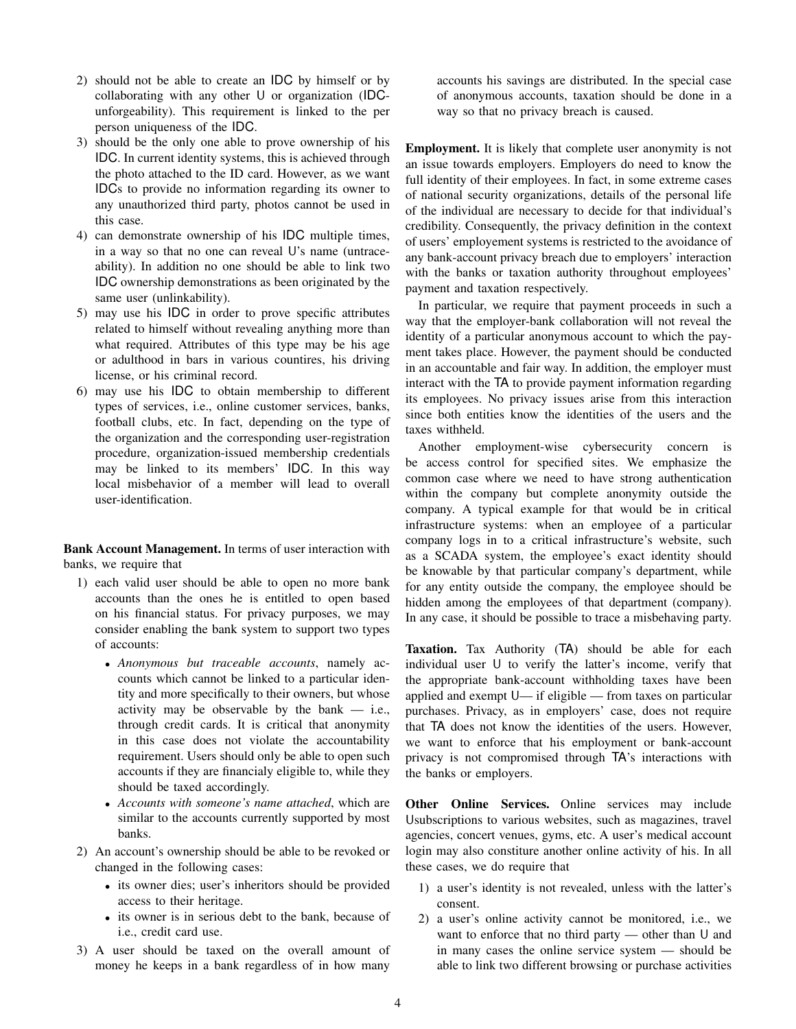2) should not be able to create an IDC by himself or by collaborating with any other U or organization (IDC-unforgeability). This requirement is linked to the per person uniqueness of the IDC.
3) should be the only one able to prove ownership of his IDC. In current identity systems, this is achieved through the photo attached to the ID card. However, as we want IDCs to provide no information regarding its owner to any unauthorized third party, photos cannot be used in this case.
4) can demonstrate ownership of his IDC multiple times, in a way so that no one can reveal U's name (untraceability). In addition no one should be able to link two IDC ownership demonstrations as been originated by the same user (unlinkability).
5) may use his IDC in order to prove specific attributes related to himself without revealing anything more than what required. Attributes of this type may be his age or adulthood in bars in various countires, his driving license, or his criminal record.
6) may use his IDC to obtain membership to different types of services, i.e., online customer services, banks, football clubs, etc. In fact, depending on the type of the organization and the corresponding user-registration procedure, organization-issued membership credentials may be linked to its members' IDC. In this way local misbehavior of a member will lead to overall user-identification.

**Bank Account Management.** In terms of user interaction with banks, we require that

1) each valid user should be able to open no more bank accounts than the ones he is entitled to open based on his financial status. For privacy purposes, we may consider enabling the bank system to support two types of accounts:
   - *Anonymous but traceable accounts*, namely accounts which cannot be linked to a particular identity and more specifically to their owners, but whose activity may be observable by the bank — i.e., through credit cards. It is critical that anonymity in this case does not violate the accountability requirement. Users should only be able to open such accounts if they are financialy eligible to, while they should be taxed accordingly.
   - *Accounts with someone's name attached*, which are similar to the accounts currently supported by most banks.
2) An account's ownership should be able to be revoked or changed in the following cases:
   - its owner dies; user's inheritors should be provided access to their heritage.
   - its owner is in serious debt to the bank, because of i.e., credit card use.
3) A user should be taxed on the overall amount of money he keeps in a bank regardless of in how many accounts his savings are distributed. In the special case of anonymous accounts, taxation should be done in a way so that no privacy breach is caused.

**Employment.** It is likely that complete user anonymity is not an issue towards employers. Employers do need to know the full identity of their employees. In fact, in some extreme cases of national security organizations, details of the personal life of the individual are necessary to decide for that individual's credibility. Consequently, the privacy definition in the context of users' employement systems is restricted to the avoidance of any bank-account privacy breach due to employers' interaction with the banks or taxation authority throughout employees' payment and taxation respectively.

In particular, we require that payment proceeds in such a way that the employer-bank collaboration will not reveal the identity of a particular anonymous account to which the payment takes place. However, the payment should be conducted in an accountable and fair way. In addition, the employer must interact with the TA to provide payment information regarding its employees. No privacy issues arise from this interaction since both entities know the identities of the users and the taxes withheld.

Another employment-wise cybersecurity concern is be access control for specified sites. We emphasize the common case where we need to have strong authentication within the company but complete anonymity outside the company. A typical example for that would be in critical infrastructure systems: when an employee of a particular company logs in to a critical infrastructure's website, such as a SCADA system, the employee's exact identity should be knowable by that particular company's department, while for any entity outside the company, the employee should be hidden among the employees of that department (company). In any case, it should be possible to trace a misbehaving party.

**Taxation.** Tax Authority (TA) should be able for each individual user U to verify the latter's income, verify that the appropriate bank-account withholding taxes have been applied and exempt U— if eligible — from taxes on particular purchases. Privacy, as in employers' case, does not require that TA does not know the identities of the users. However, we want to enforce that his employment or bank-account privacy is not compromised through TA's interactions with the banks or employers.

**Other Online Services.** Online services may include Usubscriptions to various websites, such as magazines, travel agencies, concert venues, gyms, etc. A user's medical account login may also constiture another online activity of his. In all these cases, we do require that

1) a user's identity is not revealed, unless with the latter's consent.
2) a user's online activity cannot be monitored, i.e., we want to enforce that no third party — other than U and in many cases the online service system — should be able to link two different browsing or purchase activities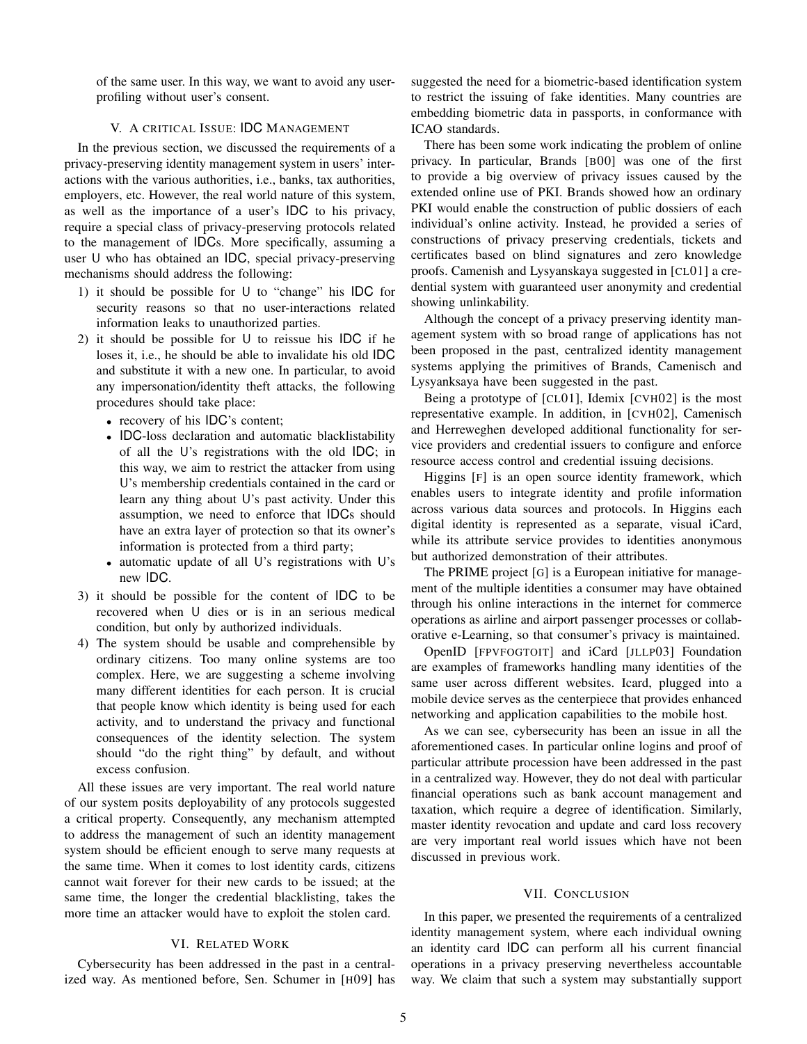of the same user. In this way, we want to avoid any user-profiling without user's consent.

## V. A CRITICAL ISSUE: IDC MANAGEMENT

In the previous section, we discussed the requirements of a privacy-preserving identity management system in users' interactions with the various authorities, i.e., banks, tax authorities, employers, etc. However, the real world nature of this system, as well as the importance of a user's IDC to his privacy, require a special class of privacy-preserving protocols related to the management of IDCs. More specifically, assuming a user U who has obtained an IDC, special privacy-preserving mechanisms should address the following:

1) it should be possible for U to "change" his IDC for security reasons so that no user-interactions related information leaks to unauthorized parties.
2) it should be possible for U to reissue his IDC if he loses it, i.e., he should be able to invalidate his old IDC and substitute it with a new one. In particular, to avoid any impersonation/identity theft attacks, the following procedures should take place:
   - recovery of his IDC's content;
   - IDC-loss declaration and automatic blacklistability of all the U's registrations with the old IDC; in this way, we aim to restrict the attacker from using U's membership credentials contained in the card or learn any thing about U's past activity. Under this assumption, we need to enforce that IDCs should have an extra layer of protection so that its owner's information is protected from a third party;
   - automatic update of all U's registrations with U's new IDC.
3) it should be possible for the content of IDC to be recovered when U dies or is in an serious medical condition, but only by authorized individuals.
4) The system should be usable and comprehensible by ordinary citizens. Too many online systems are too complex. Here, we are suggesting a scheme involving many different identities for each person. It is crucial that people know which identity is being used for each activity, and to understand the privacy and functional consequences of the identity selection. The system should "do the right thing" by default, and without excess confusion.

All these issues are very important. The real world nature of our system posits deployability of any protocols suggested a critical property. Consequently, any mechanism attempted to address the management of such an identity management system should be efficient enough to serve many requests at the same time. When it comes to lost identity cards, citizens cannot wait forever for their new cards to be issued; at the same time, the longer the credential blacklisting, takes the more time an attacker would have to exploit the stolen card.

## VI. RELATED WORK

Cybersecurity has been addressed in the past in a centralized way. As mentioned before, Sen. Schumer in [H09] has suggested the need for a biometric-based identification system to restrict the issuing of fake identities. Many countries are embedding biometric data in passports, in conformance with ICAO standards.

There has been some work indicating the problem of online privacy. In particular, Brands [B00] was one of the first to provide a big overview of privacy issues caused by the extended online use of PKI. Brands showed how an ordinary PKI would enable the construction of public dossiers of each individual's online activity. Instead, he provided a series of constructions of privacy preserving credentials, tickets and certificates based on blind signatures and zero knowledge proofs. Camenish and Lysyanskaya suggested in [CL01] a credential system with guaranteed user anonymity and credential showing unlinkability.

Although the concept of a privacy preserving identity management system with so broad range of applications has not been proposed in the past, centralized identity management systems applying the primitives of Brands, Camenisch and Lysyanksaya have been suggested in the past.

Being a prototype of [CL01], Idemix [CVH02] is the most representative example. In addition, in [CVH02], Camenisch and Herreweghen developed additional functionality for service providers and credential issuers to configure and enforce resource access control and credential issuing decisions.

Higgins [F] is an open source identity framework, which enables users to integrate identity and profile information across various data sources and protocols. In Higgins each digital identity is represented as a separate, visual iCard, while its attribute service provides to identities anonymous but authorized demonstration of their attributes.

The PRIME project [G] is a European initiative for management of the multiple identities a consumer may have obtained through his online interactions in the internet for commerce operations as airline and airport passenger processes or collaborative e-Learning, so that consumer's privacy is maintained.

OpenID [FPVFOGTOIT] and iCard [JLLP03] Foundation are examples of frameworks handling many identities of the same user across different websites. Icard, plugged into a mobile device serves as the centerpiece that provides enhanced networking and application capabilities to the mobile host.

As we can see, cybersecurity has been an issue in all the aforementioned cases. In particular online logins and proof of particular attribute procession have been addressed in the past in a centralized way. However, they do not deal with particular financial operations such as bank account management and taxation, which require a degree of identification. Similarly, master identity revocation and update and card loss recovery are very important real world issues which have not been discussed in previous work.

## VII. CONCLUSION

In this paper, we presented the requirements of a centralized identity management system, where each individual owning an identity card IDC can perform all his current financial operations in a privacy preserving nevertheless accountable way. We claim that such a system may substantially support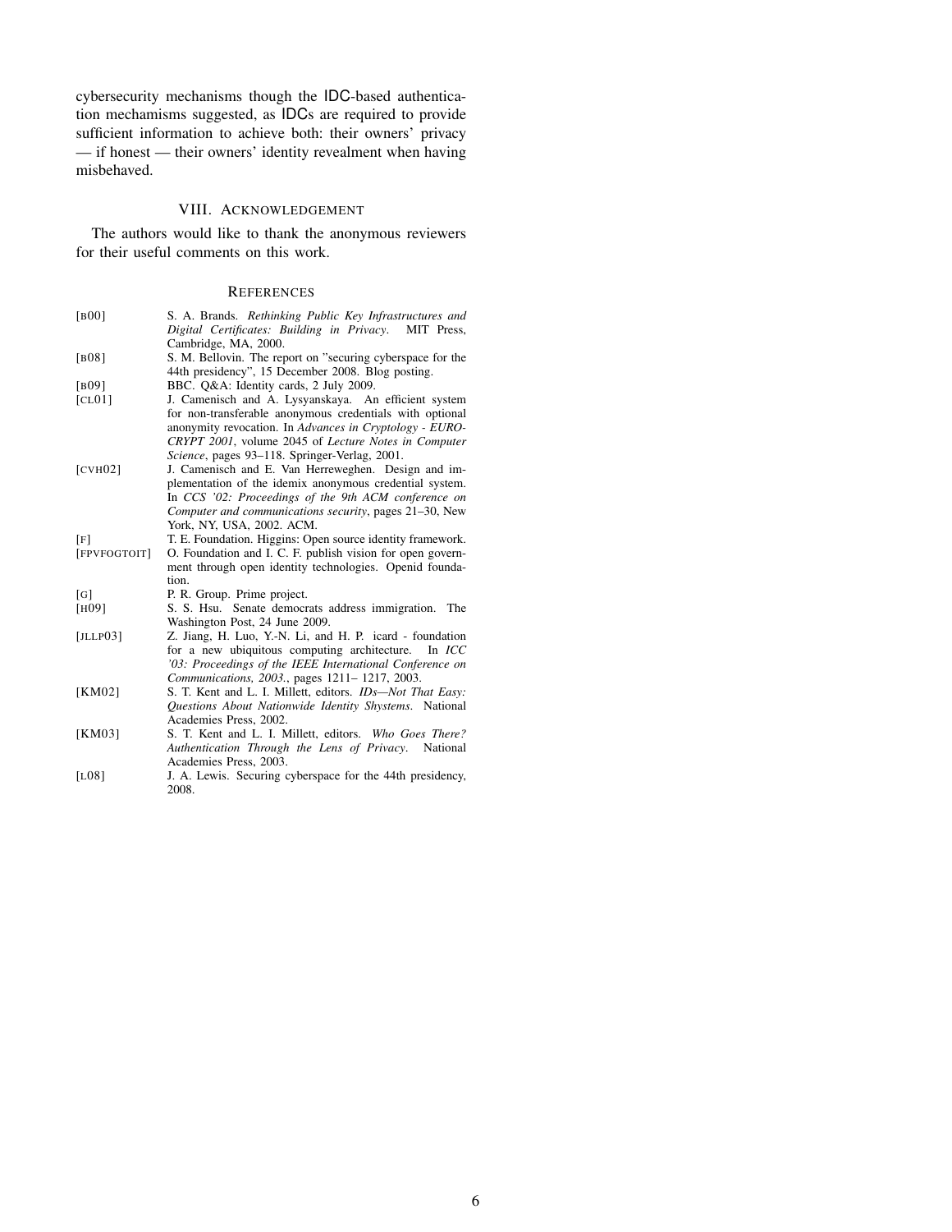cybersecurity mechanisms though the IDC-based authentication mechamisms suggested, as IDCs are required to provide sufficient information to achieve both: their owners' privacy — if honest — their owners' identity revealment when having misbehaved.

## VIII. Acknowledgement

The authors would like to thank the anonymous reviewers for their useful comments on this work.

## References

[B00] S. A. Brands. *Rethinking Public Key Infrastructures and Digital Certificates: Building in Privacy*. MIT Press, Cambridge, MA, 2000.

[B08] S. M. Bellovin. The report on "securing cyberspace for the 44th presidency", 15 December 2008. Blog posting.

[B09] BBC. Q&A: Identity cards, 2 July 2009.

[CL01] J. Camenisch and A. Lysyanskaya. An efficient system for non-transferable anonymous credentials with optional anonymity revocation. In *Advances in Cryptology - EUROCRYPT 2001*, volume 2045 of *Lecture Notes in Computer Science*, pages 93–118. Springer-Verlag, 2001.

[CVH02] J. Camenisch and E. Van Herreweghen. Design and implementation of the idemix anonymous credential system. In *CCS '02: Proceedings of the 9th ACM conference on Computer and communications security*, pages 21–30, New York, NY, USA, 2002. ACM.

[F] T. E. Foundation. Higgins: Open source identity framework.

[FPVFOGTOIT] O. Foundation and I. C. F. publish vision for open government through open identity technologies. Openid foundation.

[G] P. R. Group. Prime project.

[H09] S. S. Hsu. Senate democrats address immigration. The Washington Post, 24 June 2009.

[JLLP03] Z. Jiang, H. Luo, Y.-N. Li, and H. P. icard - foundation for a new ubiquitous computing architecture. In *ICC '03: Proceedings of the IEEE International Conference on Communications, 2003.*, pages 1211– 1217, 2003.

[KM02] S. T. Kent and L. I. Millett, editors. *IDs—Not That Easy: Questions About Nationwide Identity Shystems*. National Academies Press, 2002.

[KM03] S. T. Kent and L. I. Millett, editors. *Who Goes There? Authentication Through the Lens of Privacy*. National Academies Press, 2003.

[L08] J. A. Lewis. Securing cyberspace for the 44th presidency, 2008.